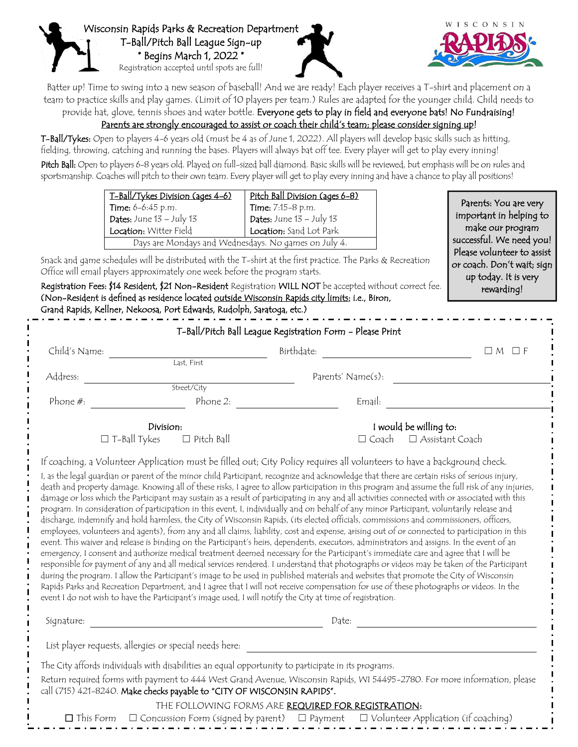# Wisconsin Rapids Parks & Recreation Department
## T-Ball/Pitch Ball League Sign-up
### * Begins March 1, 2022 *

Registration accepted until spots are full!

Batter up! Time to swing into a new season of baseball! And we are ready! Each player receives a T-shirt and placement on a team to practice skills and play games. (Limit of 10 players per team.) Rules are adapted for the younger child. Child needs to provide hat, glove, tennis shoes and water bottle. **Everyone gets to play in field and everyone bats! No Fundraising!** **Parents are strongly encouraged to assist or coach their child's team; please consider signing up!**

**T-Ball/Tykes:** Open to players 4-6 years old (must be 4 as of June 1, 2022). All players will develop basic skills such as hitting, fielding, throwing, catching and running the bases. Players will always bat off tee. Every player will get to play every inning!

**Pitch Ball:** Open to players 6-8 years old. Played on full-sized ball diamond. Basic skills will be reviewed, but emphasis will be on rules and sportsmanship. Coaches will pitch to their own team. Every player will get to play every inning and have a chance to play all positions!

| T-Ball/Tykes Division (ages 4-6) | Pitch Ball Division (ages 6-8) |
|---|---|
| **Time:** 6-6:45 p.m. | **Time:** 7:15-8 p.m. |
| **Dates:** June 13 – July 13 | **Dates:** June 13 – July 13 |
| **Location:** Witter Field | **Location:** Sand Lot Park |
| Days are Mondays and Wednesdays. No games on July 4. | |

Parents: You are very important in helping to make our program successful. We need you! Please volunteer to assist or coach. Don't wait; sign up today. It is very rewarding!

Snack and game schedules will be distributed with the T-shirt at the first practice. The Parks & Recreation Office will email players approximately one week before the program starts.

**Registration Fees: $14 Resident, $21 Non-Resident** Registration **WILL NOT** be accepted without correct fee. **(Non-Resident is defined as residence located outside Wisconsin Rapids city limits; i.e., Biron, Grand Rapids, Kellner, Nekoosa, Port Edwards, Rudolph, Saratoga, etc.)**

---

## T-Ball/Pitch Ball League Registration Form - Please Print

Child's Name: ______________________ (Last, First) Birthdate: ______________________ ☐ M ☐ F

Address: ______________________ (Street/City) Parents' Name(s): ______________________

Phone #: ____________ Phone 2: ____________ Email: ______________________

**Division:** ☐ T-Ball Tykes ☐ Pitch Ball

**I would be willing to:** ☐ Coach ☐ Assistant Coach

If coaching, a Volunteer Application must be filled out; City Policy requires all volunteers to have a background check.

I, as the legal guardian or parent of the minor child Participant, recognize and acknowledge that there are certain risks of serious injury, death and property damage. Knowing all of these risks, I agree to allow participation in this program and assume the full risk of any injuries, damage or loss which the Participant may sustain as a result of participating in any and all activities connected with or associated with this program. In consideration of participation in this event, I, individually and on behalf of any minor Participant, voluntarily release and discharge, indemnify and hold harmless, the City of Wisconsin Rapids, (its elected officials, commissions and commissioners, officers, employees, volunteers and agents), from any and all claims, liability, cost and expense, arising out of or connected to participation in this event. This waiver and release is binding on the Participant's heirs, dependents, executors, administrators and assigns. In the event of an emergency, I consent and authorize medical treatment deemed necessary for the Participant's immediate care and agree that I will be responsible for payment of any and all medical services rendered. I understand that photographs or videos may be taken of the Participant during the program. I allow the Participant's image to be used in published materials and websites that promote the City of Wisconsin Rapids Parks and Recreation Department, and I agree that I will not receive compensation for use of these photographs or videos. In the event I do not wish to have the Participant's image used, I will notify the City at time of registration.

Signature: ______________________ Date: ______________________

List player requests, allergies or special needs here: ______________________

The City affords individuals with disabilities an equal opportunity to participate in its programs.

Return required forms with payment to 444 West Grand Avenue, Wisconsin Rapids, WI 54495-2780. For more information, please call (715) 421-8240. **Make checks payable to "CITY OF WISCONSIN RAPIDS".**

THE FOLLOWING FORMS ARE **REQUIRED FOR REGISTRATION**:

☐ This Form ☐ Concussion Form (signed by parent) ☐ Payment ☐ Volunteer Application (if coaching)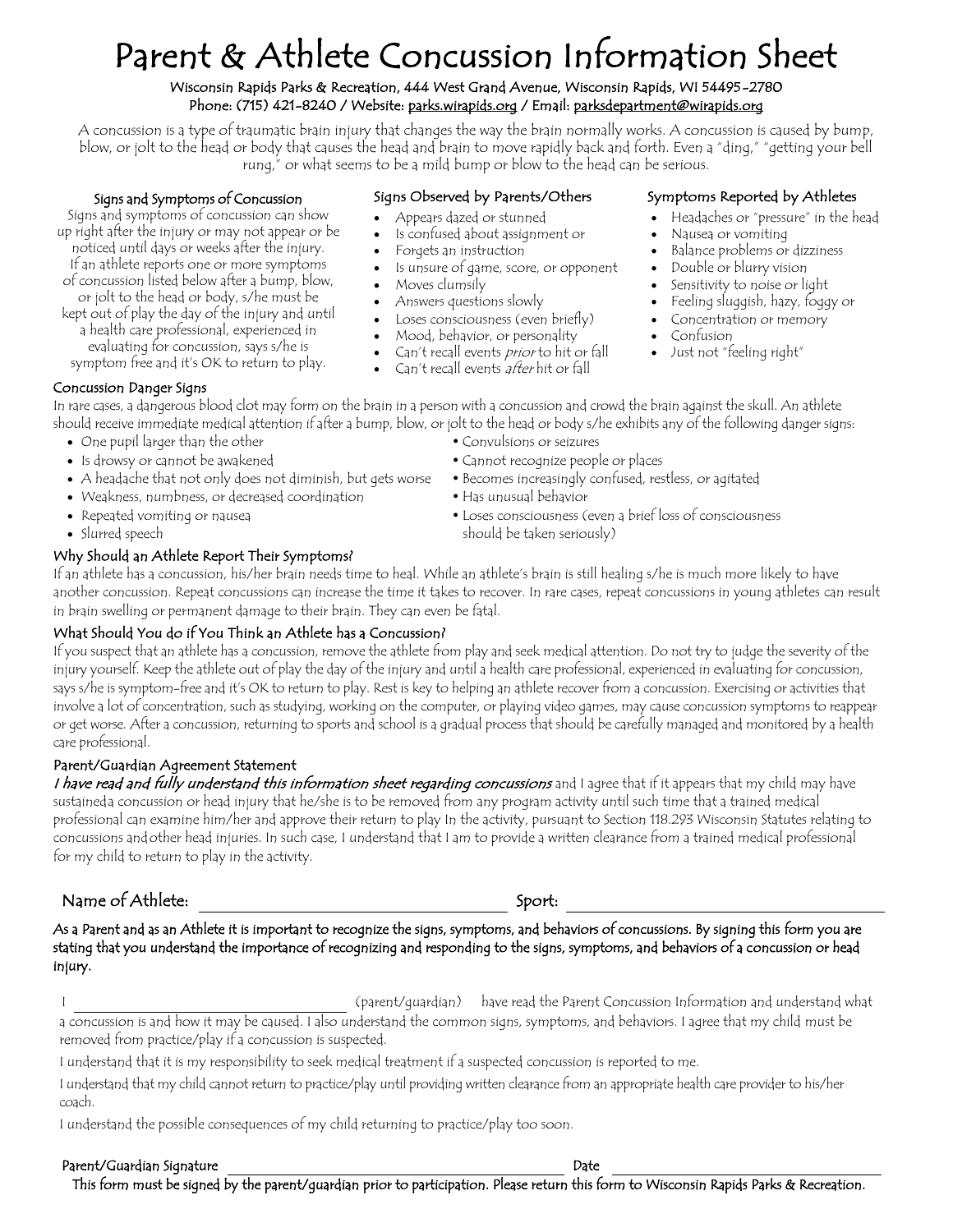# Parent & Athlete Concussion Information Sheet

Wisconsin Rapids Parks & Recreation, 444 West Grand Avenue, Wisconsin Rapids, WI 54495-2780
Phone: (715) 421-8240 / Website: parks.wirapids.org / Email: parksdepartment@wirapids.org

A concussion is a type of traumatic brain injury that changes the way the brain normally works. A concussion is caused by bump, blow, or jolt to the head or body that causes the head and brain to move rapidly back and forth. Even a "ding," "getting your bell rung," or what seems to be a mild bump or blow to the head can be serious.

### Signs and Symptoms of Concussion

Signs and symptoms of concussion can show up right after the injury or may not appear or be noticed until days or weeks after the injury. If an athlete reports one or more symptoms of concussion listed below after a bump, blow, or jolt to the head or body, s/he must be kept out of play the day of the injury and until a health care professional, experienced in evaluating for concussion, says s/he is symptom free and it's OK to return to play.

### Signs Observed by Parents/Others

- Appears dazed or stunned
- Is confused about assignment or
- Forgets an instruction
- Is unsure of game, score, or opponent
- Moves clumsily
- Answers questions slowly
- Loses consciousness (even briefly)
- Mood, behavior, or personality
- Can't recall events *prior* to hit or fall
- Can't recall events *after* hit or fall

### Symptoms Reported by Athletes

- Headaches or "pressure" in the head
- Nausea or vomiting
- Balance problems or dizziness
- Double or blurry vision
- Sensitivity to noise or light
- Feeling sluggish, hazy, foggy or
- Concentration or memory
- Confusion
- Just not "feeling right"

### Concussion Danger Signs

In rare cases, a dangerous blood clot may form on the brain in a person with a concussion and crowd the brain against the skull. An athlete should receive immediate medical attention if after a bump, blow, or jolt to the head or body s/he exhibits any of the following danger signs:

- One pupil larger than the other
- Is drowsy or cannot be awakened
- A headache that not only does not diminish, but gets worse
- Weakness, numbness, or decreased coordination
- Repeated vomiting or nausea
- Slurred speech
- Convulsions or seizures
- Cannot recognize people or places
- Becomes increasingly confused, restless, or agitated
- Has unusual behavior
- Loses consciousness (even a brief loss of consciousness should be taken seriously)

### Why Should an Athlete Report Their Symptoms?

If an athlete has a concussion, his/her brain needs time to heal. While an athlete's brain is still healing s/he is much more likely to have another concussion. Repeat concussions can increase the time it takes to recover. In rare cases, repeat concussions in young athletes can result in brain swelling or permanent damage to their brain. They can even be fatal.

### What Should You do if You Think an Athlete has a Concussion?

If you suspect that an athlete has a concussion, remove the athlete from play and seek medical attention. Do not try to judge the severity of the injury yourself. Keep the athlete out of play the day of the injury and until a health care professional, experienced in evaluating for concussion, says s/he is symptom-free and it's OK to return to play. Rest is key to helping an athlete recover from a concussion. Exercising or activities that involve a lot of concentration, such as studying, working on the computer, or playing video games, may cause concussion symptoms to reappear or get worse. After a concussion, returning to sports and school is a gradual process that should be carefully managed and monitored by a health care professional.

### Parent/Guardian Agreement Statement

***I have read and fully understand this information sheet regarding concussions*** and I agree that if it appears that my child may have sustaineda concussion or head injury that he/she is to be removed from any program activity until such time that a trained medical professional can examine him/her and approve their return to play In the activity, pursuant to Section 118.293 Wisconsin Statutes relating to concussions andother head injuries. In such case, I understand that I am to provide a written clearance from a trained medical professional for my child to return to play in the activity.

Name of Athlete: ______________________________ Sport: ______________________________

**As a Parent and as an Athlete it is important to recognize the signs, symptoms, and behaviors of concussions. By signing this form you are stating that you understand the importance of recognizing and responding to the signs, symptoms, and behaviors of a concussion or head injury.**

I ______________________________ (parent/guardian) have read the Parent Concussion Information and understand what a concussion is and how it may be caused. I also understand the common signs, symptoms, and behaviors. I agree that my child must be removed from practice/play if a concussion is suspected.

I understand that it is my responsibility to seek medical treatment if a suspected concussion is reported to me.

I understand that my child cannot return to practice/play until providing written clearance from an appropriate health care provider to his/her coach.

I understand the possible consequences of my child returning to practice/play too soon.

Parent/Guardian Signature ______________________________ Date ______________________________

This form must be signed by the parent/guardian prior to participation. Please return this form to Wisconsin Rapids Parks & Recreation.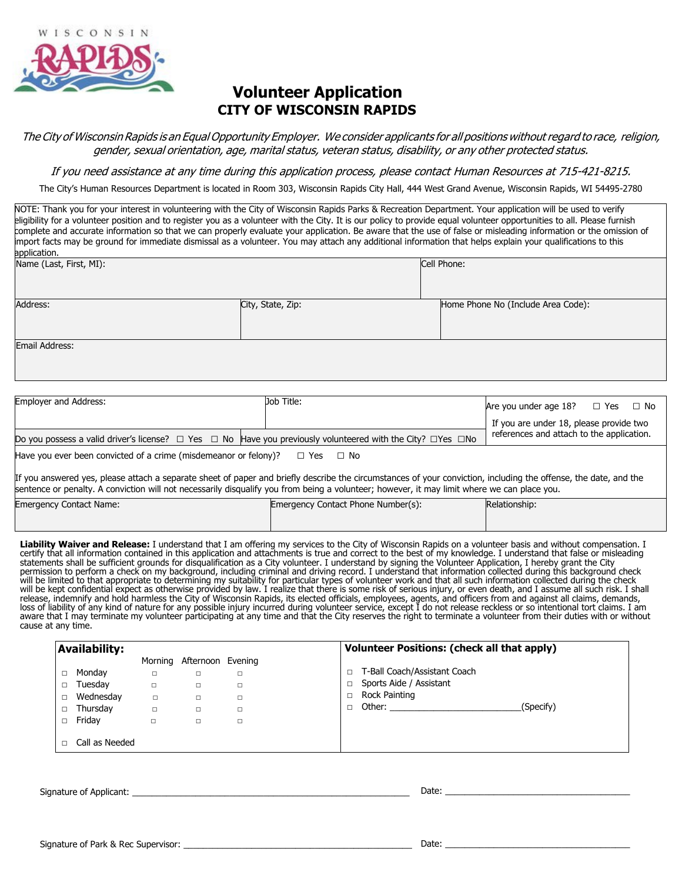WISCONSIN RAPIDS

# Volunteer Application
## CITY OF WISCONSIN RAPIDS

*The City of Wisconsin Rapids is an Equal Opportunity Employer. We consider applicants for all positions without regard to race, religion, gender, sexual orientation, age, marital status, veteran status, disability, or any other protected status.*

*If you need assistance at any time during this application process, please contact Human Resources at 715-421-8215.*

The City's Human Resources Department is located in Room 303, Wisconsin Rapids City Hall, 444 West Grand Avenue, Wisconsin Rapids, WI 54495-2780

NOTE: Thank you for your interest in volunteering with the City of Wisconsin Rapids Parks & Recreation Department. Your application will be used to verify eligibility for a volunteer position and to register you as a volunteer with the City. It is our policy to provide equal volunteer opportunities to all. Please furnish complete and accurate information so that we can properly evaluate your application. Be aware that the use of false or misleading information or the omission of import facts may be ground for immediate dismissal as a volunteer. You may attach any additional information that helps explain your qualifications to this application.

| | | |
|---|---|---|
| Name (Last, First, MI): | | Cell Phone: |
| Address: | City, State, Zip: | Home Phone No (Include Area Code): |
| Email Address: | | |

| | | |
|---|---|---|
| Employer and Address: | Job Title: | Are you under age 18? ☐ Yes ☐ No<br>If you are under 18, please provide two references and attach to the application. |
| Do you possess a valid driver's license? ☐ Yes ☐ No | Have you previously volunteered with the City? ☐Yes ☐No | |

Have you ever been convicted of a crime (misdemeanor or felony)? ☐ Yes ☐ No

If you answered yes, please attach a separate sheet of paper and briefly describe the circumstances of your conviction, including the offense, the date, and the sentence or penalty. A conviction will not necessarily disqualify you from being a volunteer; however, it may limit where we can place you.

| | | |
|---|---|---|
| Emergency Contact Name: | Emergency Contact Phone Number(s): | Relationship: |

**Liability Waiver and Release:** I understand that I am offering my services to the City of Wisconsin Rapids on a volunteer basis and without compensation. I certify that all information contained in this application and attachments is true and correct to the best of my knowledge. I understand that false or misleading statements shall be sufficient grounds for disqualification as a City volunteer. I understand by signing the Volunteer Application, I hereby grant the City permission to perform a check on my background, including criminal and driving record. I understand that information collected during this background check will be limited to that appropriate to determining my suitability for particular types of volunteer work and that all such information collected during the check will be kept confidential expect as otherwise provided by law. I realize that there is some risk of serious injury, or even death, and I assume all such risk. I shall release, indemnify and hold harmless the City of Wisconsin Rapids, its elected officials, employees, agents, and officers from and against all claims, demands, loss of liability of any kind of nature for any possible injury incurred during volunteer service, except I do not release reckless or so intentional tort claims. I am aware that I may terminate my volunteer participating at any time and that the City reserves the right to terminate a volunteer from their duties with or without cause at any time.

**Availability:**

| | Morning | Afternoon | Evening |
|---|---|---|---|
| ☐ Monday | ☐ | ☐ | ☐ |
| ☐ Tuesday | ☐ | ☐ | ☐ |
| ☐ Wednesday | ☐ | ☐ | ☐ |
| ☐ Thursday | ☐ | ☐ | ☐ |
| ☐ Friday | ☐ | ☐ | ☐ |

☐ Call as Needed

**Volunteer Positions: (check all that apply)**

- ☐ T-Ball Coach/Assistant Coach
- ☐ Sports Aide / Assistant
- ☐ Rock Painting
- ☐ Other: ___________________________(Specify)

Signature of Applicant: ____________________________________________________________ Date: ________________________________________

Signature of Park & Rec Supervisor: _______________________________________________ Date: ________________________________________